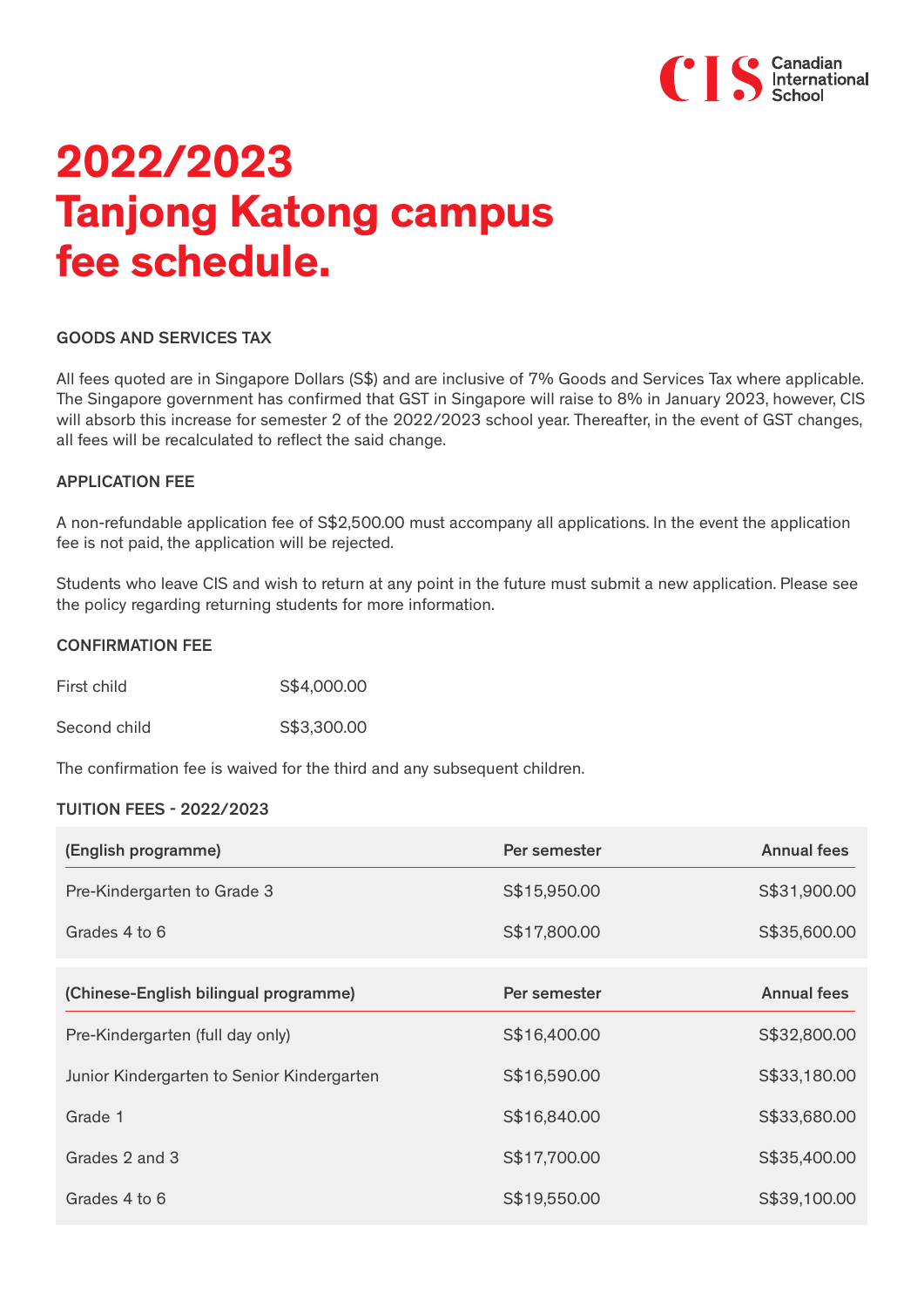# 2022/2023 Tanjong Katong campus fee schedule.

### GOODS AND SERVICES TAX

All fees quoted are in Singapore Dollars (S$) and are inclusive of 7% Goods and Services Tax where applicable. The Singapore government has confirmed that GST in Singapore will raise to 8% in January 2023, however, CIS will absorb this increase for semester 2 of the 2022/2023 school year. Thereafter, in the event of GST changes, all fees will be recalculated to reflect the said change.

### APPLICATION FEE

A non-refundable application fee of S$2,500.00 must accompany all applications. In the event the application fee is not paid, the application will be rejected.

Students who leave CIS and wish to return at any point in the future must submit a new application. Please see the policy regarding returning students for more information.

### CONFIRMATION FEE

| | |
|---|---|
| First child | S$4,000.00 |
| Second child | S$3,300.00 |

The confirmation fee is waived for the third and any subsequent children.

### TUITION FEES - 2022/2023

| (English programme) | Per semester | Annual fees |
|---|---|---|
| Pre-Kindergarten to Grade 3 | S$15,950.00 | S$31,900.00 |
| Grades 4 to 6 | S$17,800.00 | S$35,600.00 |

| (Chinese-English bilingual programme) | Per semester | Annual fees |
|---|---|---|
| Pre-Kindergarten (full day only) | S$16,400.00 | S$32,800.00 |
| Junior Kindergarten to Senior Kindergarten | S$16,590.00 | S$33,180.00 |
| Grade 1 | S$16,840.00 | S$33,680.00 |
| Grades 2 and 3 | S$17,700.00 | S$35,400.00 |
| Grades 4 to 6 | S$19,550.00 | S$39,100.00 |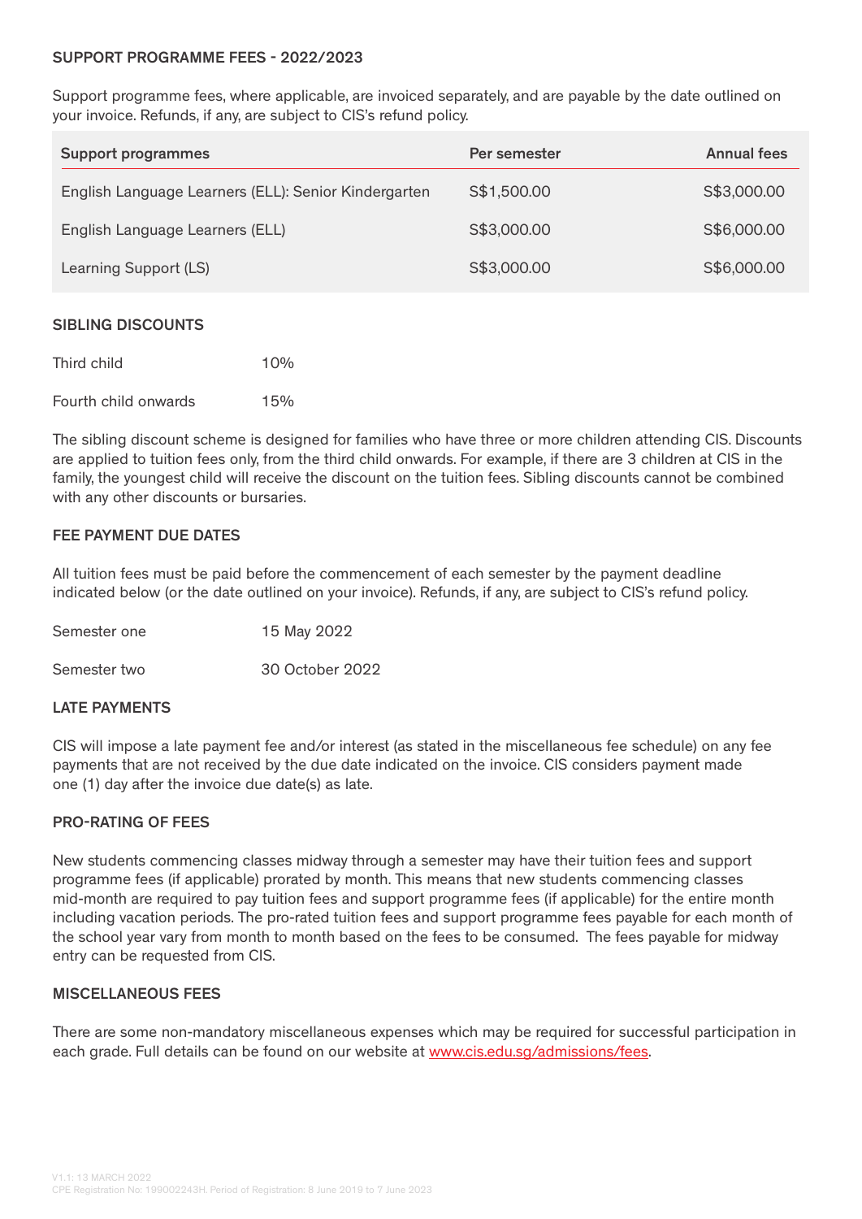## SUPPORT PROGRAMME FEES - 2022/2023

Support programme fees, where applicable, are invoiced separately, and are payable by the date outlined on your invoice. Refunds, if any, are subject to CIS's refund policy.

| Support programmes | Per semester | Annual fees |
|---|---|---|
| English Language Learners (ELL): Senior Kindergarten | S$1,500.00 | S$3,000.00 |
| English Language Learners (ELL) | S$3,000.00 | S$6,000.00 |
| Learning Support (LS) | S$3,000.00 | S$6,000.00 |

## SIBLING DISCOUNTS

| | |
|---|---|
| Third child | 10% |
| Fourth child onwards | 15% |

The sibling discount scheme is designed for families who have three or more children attending CIS. Discounts are applied to tuition fees only, from the third child onwards. For example, if there are 3 children at CIS in the family, the youngest child will receive the discount on the tuition fees. Sibling discounts cannot be combined with any other discounts or bursaries.

## FEE PAYMENT DUE DATES

All tuition fees must be paid before the commencement of each semester by the payment deadline indicated below (or the date outlined on your invoice). Refunds, if any, are subject to CIS's refund policy.

| | |
|---|---|
| Semester one | 15 May 2022 |
| Semester two | 30 October 2022 |

## LATE PAYMENTS

CIS will impose a late payment fee and/or interest (as stated in the miscellaneous fee schedule) on any fee payments that are not received by the due date indicated on the invoice. CIS considers payment made one (1) day after the invoice due date(s) as late.

## PRO-RATING OF FEES

New students commencing classes midway through a semester may have their tuition fees and support programme fees (if applicable) prorated by month. This means that new students commencing classes mid-month are required to pay tuition fees and support programme fees (if applicable) for the entire month including vacation periods. The pro-rated tuition fees and support programme fees payable for each month of the school year vary from month to month based on the fees to be consumed. The fees payable for midway entry can be requested from CIS.

## MISCELLANEOUS FEES

There are some non-mandatory miscellaneous expenses which may be required for successful participation in each grade. Full details can be found on our website at www.cis.edu.sg/admissions/fees.

V1.1: 13 MARCH 2022
CPE Registration No: 199002243H. Period of Registration: 8 June 2019 to 7 June 2023